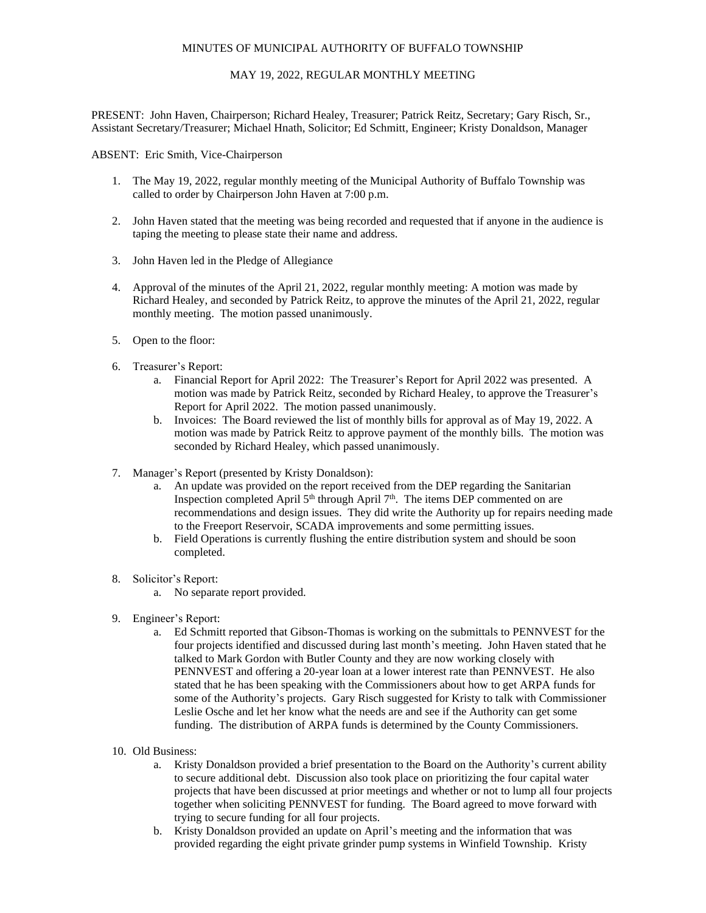# MINUTES OF MUNICIPAL AUTHORITY OF BUFFALO TOWNSHIP

## MAY 19, 2022, REGULAR MONTHLY MEETING

PRESENT: John Haven, Chairperson; Richard Healey, Treasurer; Patrick Reitz, Secretary; Gary Risch, Sr., Assistant Secretary/Treasurer; Michael Hnath, Solicitor; Ed Schmitt, Engineer; Kristy Donaldson, Manager

ABSENT: Eric Smith, Vice-Chairperson

1. The May 19, 2022, regular monthly meeting of the Municipal Authority of Buffalo Township was called to order by Chairperson John Haven at 7:00 p.m.

2. John Haven stated that the meeting was being recorded and requested that if anyone in the audience is taping the meeting to please state their name and address.

3. John Haven led in the Pledge of Allegiance

4. Approval of the minutes of the April 21, 2022, regular monthly meeting: A motion was made by Richard Healey, and seconded by Patrick Reitz, to approve the minutes of the April 21, 2022, regular monthly meeting. The motion passed unanimously.

5. Open to the floor:

6. Treasurer's Report:
   a. Financial Report for April 2022: The Treasurer's Report for April 2022 was presented. A motion was made by Patrick Reitz, seconded by Richard Healey, to approve the Treasurer's Report for April 2022. The motion passed unanimously.
   b. Invoices: The Board reviewed the list of monthly bills for approval as of May 19, 2022. A motion was made by Patrick Reitz to approve payment of the monthly bills. The motion was seconded by Richard Healey, which passed unanimously.

7. Manager's Report (presented by Kristy Donaldson):
   a. An update was provided on the report received from the DEP regarding the Sanitarian Inspection completed April 5th through April 7th. The items DEP commented on are recommendations and design issues. They did write the Authority up for repairs needing made to the Freeport Reservoir, SCADA improvements and some permitting issues.
   b. Field Operations is currently flushing the entire distribution system and should be soon completed.

8. Solicitor's Report:
   a. No separate report provided.

9. Engineer's Report:
   a. Ed Schmitt reported that Gibson-Thomas is working on the submittals to PENNVEST for the four projects identified and discussed during last month's meeting. John Haven stated that he talked to Mark Gordon with Butler County and they are now working closely with PENNVEST and offering a 20-year loan at a lower interest rate than PENNVEST. He also stated that he has been speaking with the Commissioners about how to get ARPA funds for some of the Authority's projects. Gary Risch suggested for Kristy to talk with Commissioner Leslie Osche and let her know what the needs are and see if the Authority can get some funding. The distribution of ARPA funds is determined by the County Commissioners.

10. Old Business:
    a. Kristy Donaldson provided a brief presentation to the Board on the Authority's current ability to secure additional debt. Discussion also took place on prioritizing the four capital water projects that have been discussed at prior meetings and whether or not to lump all four projects together when soliciting PENNVEST for funding. The Board agreed to move forward with trying to secure funding for all four projects.
    b. Kristy Donaldson provided an update on April's meeting and the information that was provided regarding the eight private grinder pump systems in Winfield Township. Kristy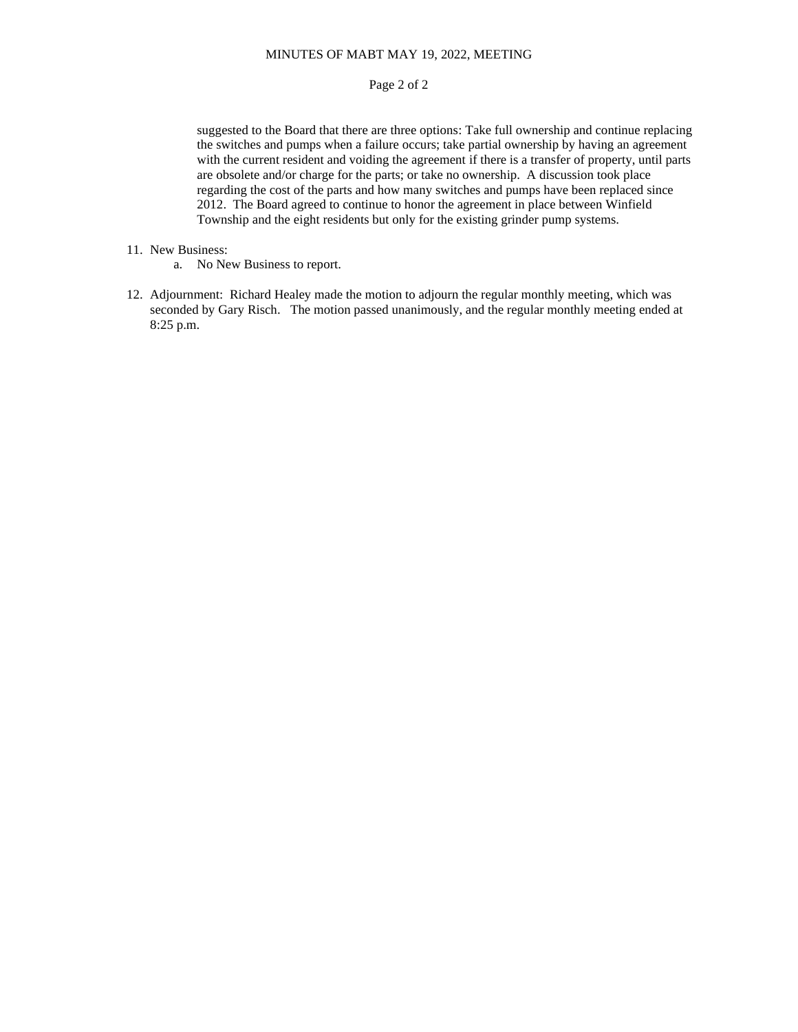suggested to the Board that there are three options: Take full ownership and continue replacing the switches and pumps when a failure occurs; take partial ownership by having an agreement with the current resident and voiding the agreement if there is a transfer of property, until parts are obsolete and/or charge for the parts; or take no ownership. A discussion took place regarding the cost of the parts and how many switches and pumps have been replaced since 2012. The Board agreed to continue to honor the agreement in place between Winfield Township and the eight residents but only for the existing grinder pump systems.

11. New Business:
    a. No New Business to report.

12. Adjournment: Richard Healey made the motion to adjourn the regular monthly meeting, which was seconded by Gary Risch. The motion passed unanimously, and the regular monthly meeting ended at 8:25 p.m.